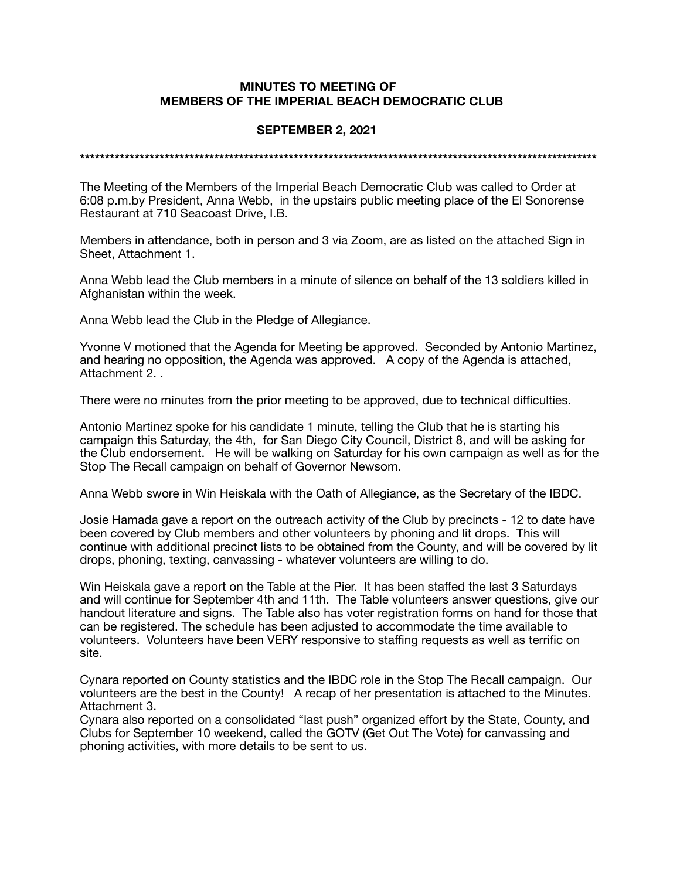**MINUTES TO MEETING OF MEMBERS OF THE IMPERIAL BEACH DEMOCRATIC CLUB**

**SEPTEMBER 2, 2021**

**************************************************************************************************************

The Meeting of the Members of the Imperial Beach Democratic Club was called to Order at 6:08 p.m.by President, Anna Webb, in the upstairs public meeting place of the El Sonorense Restaurant at 710 Seacoast Drive, I.B.

Members in attendance, both in person and 3 via Zoom, are as listed on the attached Sign in Sheet, Attachment 1.

Anna Webb lead the Club members in a minute of silence on behalf of the 13 soldiers killed in Afghanistan within the week.

Anna Webb lead the Club in the Pledge of Allegiance.

Yvonne V motioned that the Agenda for Meeting be approved. Seconded by Antonio Martinez, and hearing no opposition, the Agenda was approved. A copy of the Agenda is attached, Attachment 2. .

There were no minutes from the prior meeting to be approved, due to technical difficulties.

Antonio Martinez spoke for his candidate 1 minute, telling the Club that he is starting his campaign this Saturday, the 4th, for San Diego City Council, District 8, and will be asking for the Club endorsement. He will be walking on Saturday for his own campaign as well as for the Stop The Recall campaign on behalf of Governor Newsom.

Anna Webb swore in Win Heiskala with the Oath of Allegiance, as the Secretary of the IBDC.

Josie Hamada gave a report on the outreach activity of the Club by precincts - 12 to date have been covered by Club members and other volunteers by phoning and lit drops. This will continue with additional precinct lists to be obtained from the County, and will be covered by lit drops, phoning, texting, canvassing - whatever volunteers are willing to do.

Win Heiskala gave a report on the Table at the Pier. It has been staffed the last 3 Saturdays and will continue for September 4th and 11th. The Table volunteers answer questions, give our handout literature and signs. The Table also has voter registration forms on hand for those that can be registered. The schedule has been adjusted to accommodate the time available to volunteers. Volunteers have been VERY responsive to staffing requests as well as terrific on site.

Cynara reported on County statistics and the IBDC role in the Stop The Recall campaign. Our volunteers are the best in the County! A recap of her presentation is attached to the Minutes. Attachment 3.
Cynara also reported on a consolidated "last push" organized effort by the State, County, and Clubs for September 10 weekend, called the GOTV (Get Out The Vote) for canvassing and phoning activities, with more details to be sent to us.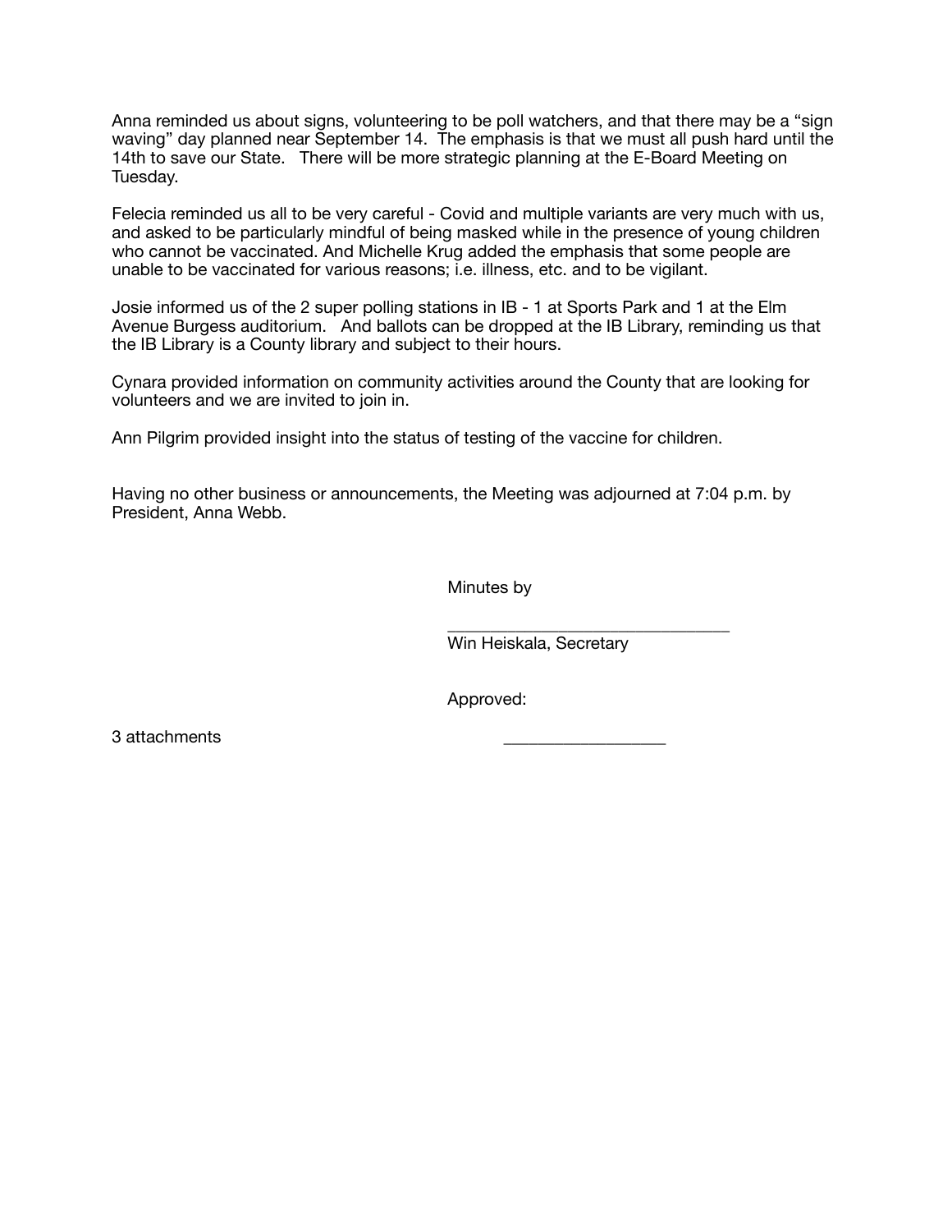Anna reminded us about signs, volunteering to be poll watchers, and that there may be a "sign waving" day planned near September 14. The emphasis is that we must all push hard until the 14th to save our State. There will be more strategic planning at the E-Board Meeting on Tuesday.

Felecia reminded us all to be very careful - Covid and multiple variants are very much with us, and asked to be particularly mindful of being masked while in the presence of young children who cannot be vaccinated. And Michelle Krug added the emphasis that some people are unable to be vaccinated for various reasons; i.e. illness, etc. and to be vigilant.

Josie informed us of the 2 super polling stations in IB - 1 at Sports Park and 1 at the Elm Avenue Burgess auditorium. And ballots can be dropped at the IB Library, reminding us that the IB Library is a County library and subject to their hours.

Cynara provided information on community activities around the County that are looking for volunteers and we are invited to join in.

Ann Pilgrim provided insight into the status of testing of the vaccine for children.

Having no other business or announcements, the Meeting was adjourned at 7:04 p.m. by President, Anna Webb.

Minutes by

_________________________________
Win Heiskala, Secretary

Approved:

3 attachments

__________________